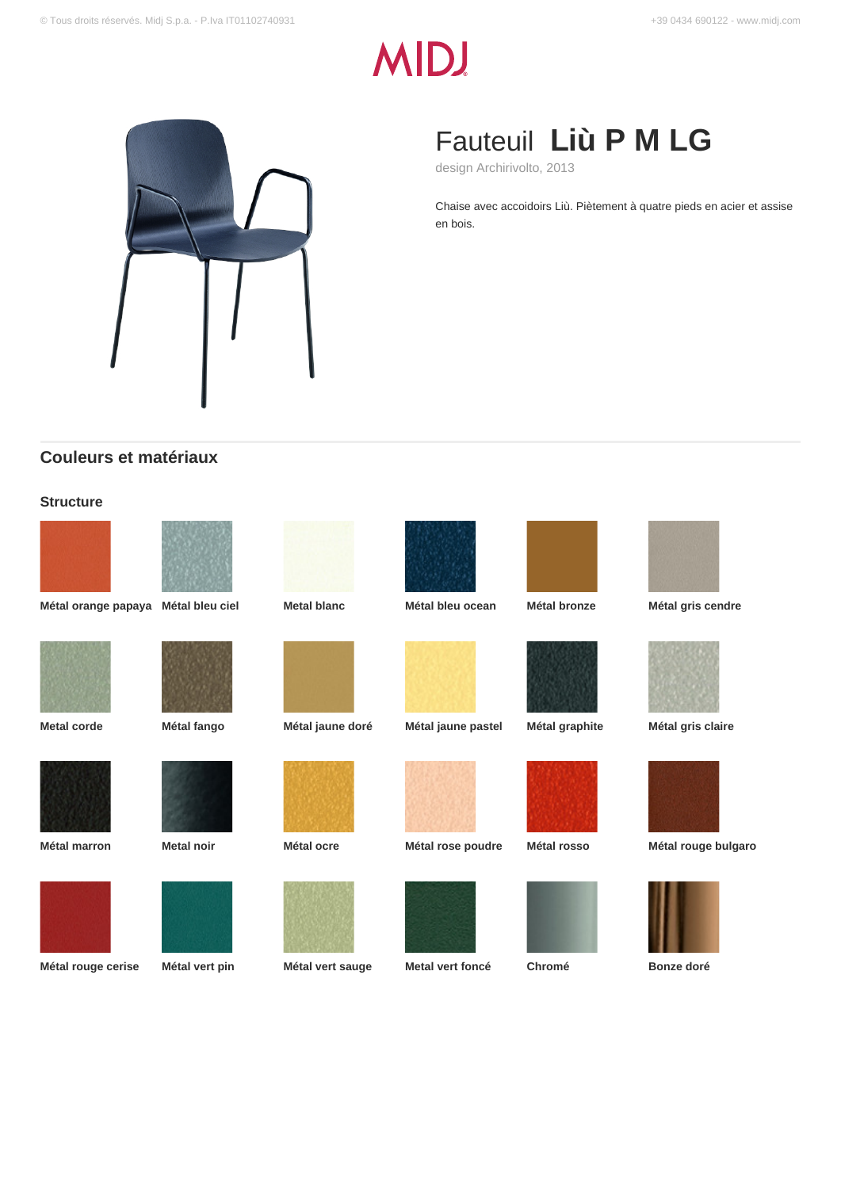# Fauteuil **Liù P M LG**

design Archirivolto, 2013

Chaise avec accoidoirs Liù. Piètement à quatre pieds en acier et assise en bois.

## Couleurs et matériaux

### Structure

**Métal orange papaya**

**Métal bleu ciel**

**Metal blanc**

**Métal bleu ocean**

**Métal bronze**

**Métal gris cendre**

**Metal corde**

**Métal fango**

**Métal jaune doré**

**Métal jaune pastel**

**Métal graphite**

**Métal gris claire**

**Métal marron**

**Metal noir**

**Métal ocre**

**Métal rose poudre**

**Métal rosso**

**Métal rouge bulgaro**

**Métal rouge cerise**

**Métal vert pin**

**Métal vert sauge**

**Metal vert foncé**

**Chromé**

**Bonze doré**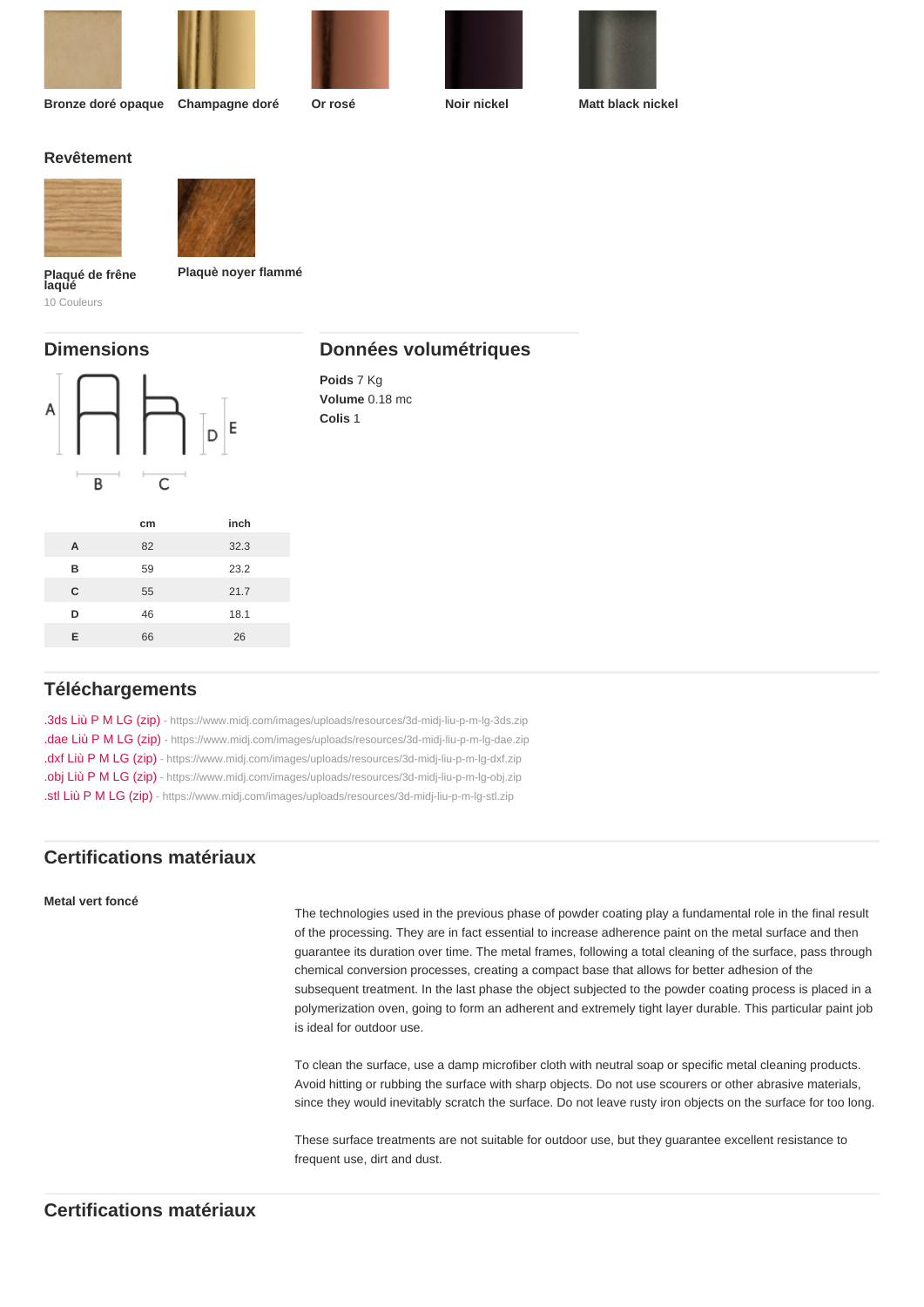Bronze doré opaque

Champagne doré

Or rosé

Noir nickel

Matt black nickel

### Revêtement

Plaqué de frêne laqué
10 Couleurs

Plaquè noyer flammé

## Dimensions

|   | cm | inch |
|---|---|---|
| A | 82 | 32.3 |
| B | 59 | 23.2 |
| C | 55 | 21.7 |
| D | 46 | 18.1 |
| E | 66 | 26 |

## Données volumétriques

**Poids** 7 Kg
**Volume** 0.18 mc
**Colis** 1

## Téléchargements

.3ds Liù P M LG (zip) - https://www.midj.com/images/uploads/resources/3d-midj-liu-p-m-lg-3ds.zip
.dae Liù P M LG (zip) - https://www.midj.com/images/uploads/resources/3d-midj-liu-p-m-lg-dae.zip
.dxf Liù P M LG (zip) - https://www.midj.com/images/uploads/resources/3d-midj-liu-p-m-lg-dxf.zip
.obj Liù P M LG (zip) - https://www.midj.com/images/uploads/resources/3d-midj-liu-p-m-lg-obj.zip
.stl Liù P M LG (zip) - https://www.midj.com/images/uploads/resources/3d-midj-liu-p-m-lg-stl.zip

## Certifications matériaux

**Metal vert foncé**

The technologies used in the previous phase of powder coating play a fundamental role in the final result of the processing. They are in fact essential to increase adherence paint on the metal surface and then guarantee its duration over time. The metal frames, following a total cleaning of the surface, pass through chemical conversion processes, creating a compact base that allows for better adhesion of the subsequent treatment. In the last phase the object subjected to the powder coating process is placed in a polymerization oven, going to form an adherent and extremely tight layer durable. This particular paint job is ideal for outdoor use.

To clean the surface, use a damp microfiber cloth with neutral soap or specific metal cleaning products. Avoid hitting or rubbing the surface with sharp objects. Do not use scourers or other abrasive materials, since they would inevitably scratch the surface. Do not leave rusty iron objects on the surface for too long.

These surface treatments are not suitable for outdoor use, but they guarantee excellent resistance to frequent use, dirt and dust.

## Certifications matériaux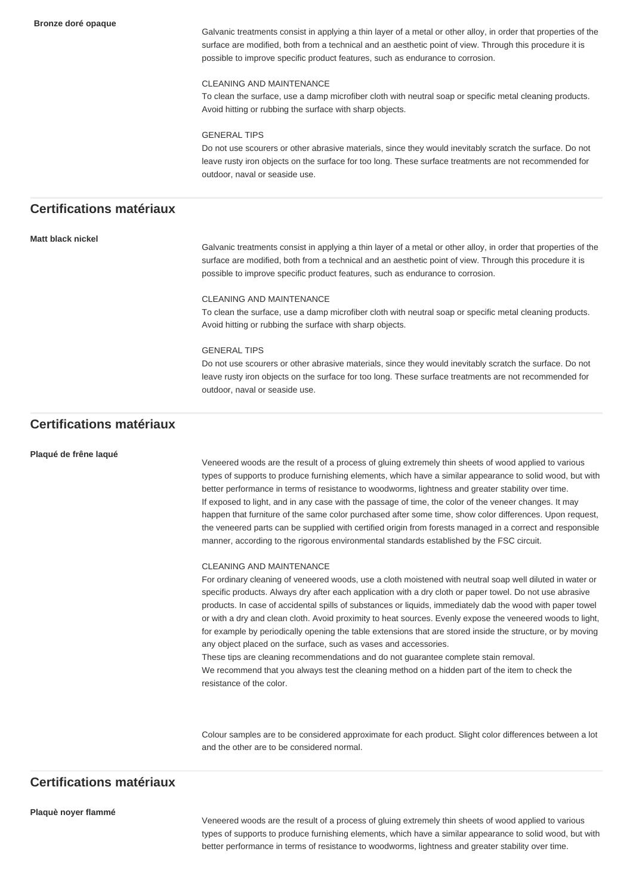**Bronze doré opaque**

Galvanic treatments consist in applying a thin layer of a metal or other alloy, in order that properties of the surface are modified, both from a technical and an aesthetic point of view. Through this procedure it is possible to improve specific product features, such as endurance to corrosion.

CLEANING AND MAINTENANCE
To clean the surface, use a damp microfiber cloth with neutral soap or specific metal cleaning products. Avoid hitting or rubbing the surface with sharp objects.

GENERAL TIPS
Do not use scourers or other abrasive materials, since they would inevitably scratch the surface. Do not leave rusty iron objects on the surface for too long. These surface treatments are not recommended for outdoor, naval or seaside use.

## Certifications matériaux

**Matt black nickel**

Galvanic treatments consist in applying a thin layer of a metal or other alloy, in order that properties of the surface are modified, both from a technical and an aesthetic point of view. Through this procedure it is possible to improve specific product features, such as endurance to corrosion.

CLEANING AND MAINTENANCE
To clean the surface, use a damp microfiber cloth with neutral soap or specific metal cleaning products. Avoid hitting or rubbing the surface with sharp objects.

GENERAL TIPS
Do not use scourers or other abrasive materials, since they would inevitably scratch the surface. Do not leave rusty iron objects on the surface for too long. These surface treatments are not recommended for outdoor, naval or seaside use.

## Certifications matériaux

**Plaqué de frêne laqué**

Veneered woods are the result of a process of gluing extremely thin sheets of wood applied to various types of supports to produce furnishing elements, which have a similar appearance to solid wood, but with better performance in terms of resistance to woodworms, lightness and greater stability over time.
If exposed to light, and in any case with the passage of time, the color of the veneer changes. It may happen that furniture of the same color purchased after some time, show color differences. Upon request, the veneered parts can be supplied with certified origin from forests managed in a correct and responsible manner, according to the rigorous environmental standards established by the FSC circuit.

CLEANING AND MAINTENANCE
For ordinary cleaning of veneered woods, use a cloth moistened with neutral soap well diluted in water or specific products. Always dry after each application with a dry cloth or paper towel. Do not use abrasive products. In case of accidental spills of substances or liquids, immediately dab the wood with paper towel or with a dry and clean cloth. Avoid proximity to heat sources. Evenly expose the veneered woods to light, for example by periodically opening the table extensions that are stored inside the structure, or by moving any object placed on the surface, such as vases and accessories.
These tips are cleaning recommendations and do not guarantee complete stain removal.
We recommend that you always test the cleaning method on a hidden part of the item to check the resistance of the color.

Colour samples are to be considered approximate for each product. Slight color differences between a lot and the other are to be considered normal.

## Certifications matériaux

**Plaquè noyer flammé**

Veneered woods are the result of a process of gluing extremely thin sheets of wood applied to various types of supports to produce furnishing elements, which have a similar appearance to solid wood, but with better performance in terms of resistance to woodworms, lightness and greater stability over time.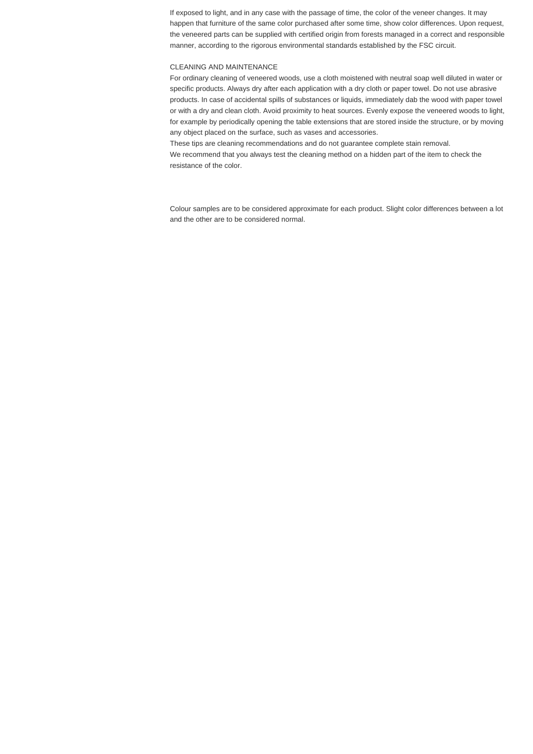If exposed to light, and in any case with the passage of time, the color of the veneer changes. It may happen that furniture of the same color purchased after some time, show color differences. Upon request, the veneered parts can be supplied with certified origin from forests managed in a correct and responsible manner, according to the rigorous environmental standards established by the FSC circuit.

## CLEANING AND MAINTENANCE

For ordinary cleaning of veneered woods, use a cloth moistened with neutral soap well diluted in water or specific products. Always dry after each application with a dry cloth or paper towel. Do not use abrasive products. In case of accidental spills of substances or liquids, immediately dab the wood with paper towel or with a dry and clean cloth. Avoid proximity to heat sources. Evenly expose the veneered woods to light, for example by periodically opening the table extensions that are stored inside the structure, or by moving any object placed on the surface, such as vases and accessories.
These tips are cleaning recommendations and do not guarantee complete stain removal.
We recommend that you always test the cleaning method on a hidden part of the item to check the resistance of the color.

Colour samples are to be considered approximate for each product. Slight color differences between a lot and the other are to be considered normal.